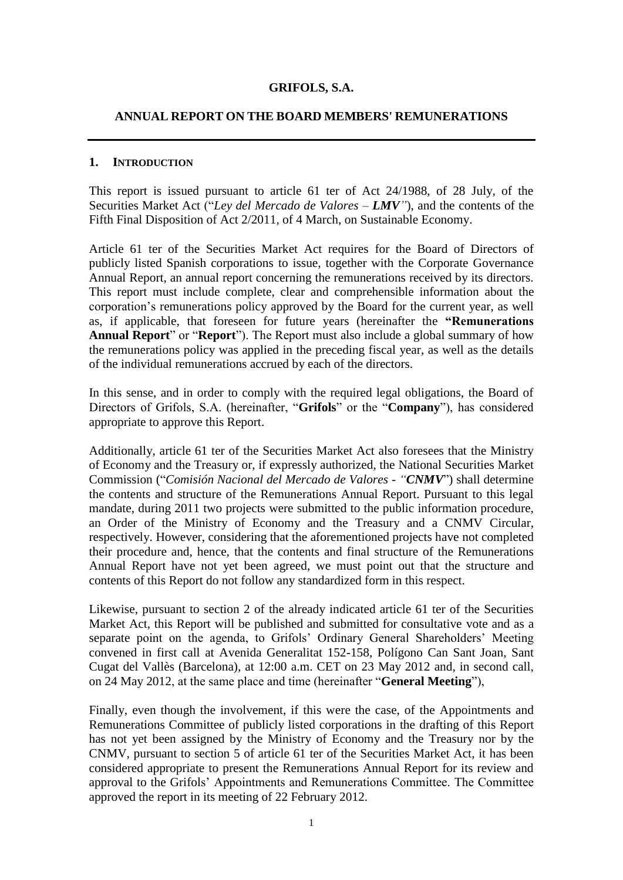**GRIFOLS, S.A.**

**ANNUAL REPORT ON THE BOARD MEMBERS' REMUNERATIONS**

---

## 1. INTRODUCTION

This report is issued pursuant to article 61 ter of Act 24/1988, of 28 July, of the Securities Market Act ("*Ley del Mercado de Valores* – ***LMV***"), and the contents of the Fifth Final Disposition of Act 2/2011, of 4 March, on Sustainable Economy.

Article 61 ter of the Securities Market Act requires for the Board of Directors of publicly listed Spanish corporations to issue, together with the Corporate Governance Annual Report, an annual report concerning the remunerations received by its directors. This report must include complete, clear and comprehensible information about the corporation's remunerations policy approved by the Board for the current year, as well as, if applicable, that foreseen for future years (hereinafter the **"Remunerations Annual Report"** or "**Report**"). The Report must also include a global summary of how the remunerations policy was applied in the preceding fiscal year, as well as the details of the individual remunerations accrued by each of the directors.

In this sense, and in order to comply with the required legal obligations, the Board of Directors of Grifols, S.A. (hereinafter, "**Grifols**" or the "**Company**"), has considered appropriate to approve this Report.

Additionally, article 61 ter of the Securities Market Act also foresees that the Ministry of Economy and the Treasury or, if expressly authorized, the National Securities Market Commission ("*Comisión Nacional del Mercado de Valores* - *"**CNMV***") shall determine the contents and structure of the Remunerations Annual Report. Pursuant to this legal mandate, during 2011 two projects were submitted to the public information procedure, an Order of the Ministry of Economy and the Treasury and a CNMV Circular, respectively. However, considering that the aforementioned projects have not completed their procedure and, hence, that the contents and final structure of the Remunerations Annual Report have not yet been agreed, we must point out that the structure and contents of this Report do not follow any standardized form in this respect.

Likewise, pursuant to section 2 of the already indicated article 61 ter of the Securities Market Act, this Report will be published and submitted for consultative vote and as a separate point on the agenda, to Grifols' Ordinary General Shareholders' Meeting convened in first call at Avenida Generalitat 152-158, Polígono Can Sant Joan, Sant Cugat del Vallès (Barcelona), at 12:00 a.m. CET on 23 May 2012 and, in second call, on 24 May 2012, at the same place and time (hereinafter "**General Meeting**"),

Finally, even though the involvement, if this were the case, of the Appointments and Remunerations Committee of publicly listed corporations in the drafting of this Report has not yet been assigned by the Ministry of Economy and the Treasury nor by the CNMV, pursuant to section 5 of article 61 ter of the Securities Market Act, it has been considered appropriate to present the Remunerations Annual Report for its review and approval to the Grifols' Appointments and Remunerations Committee. The Committee approved the report in its meeting of 22 February 2012.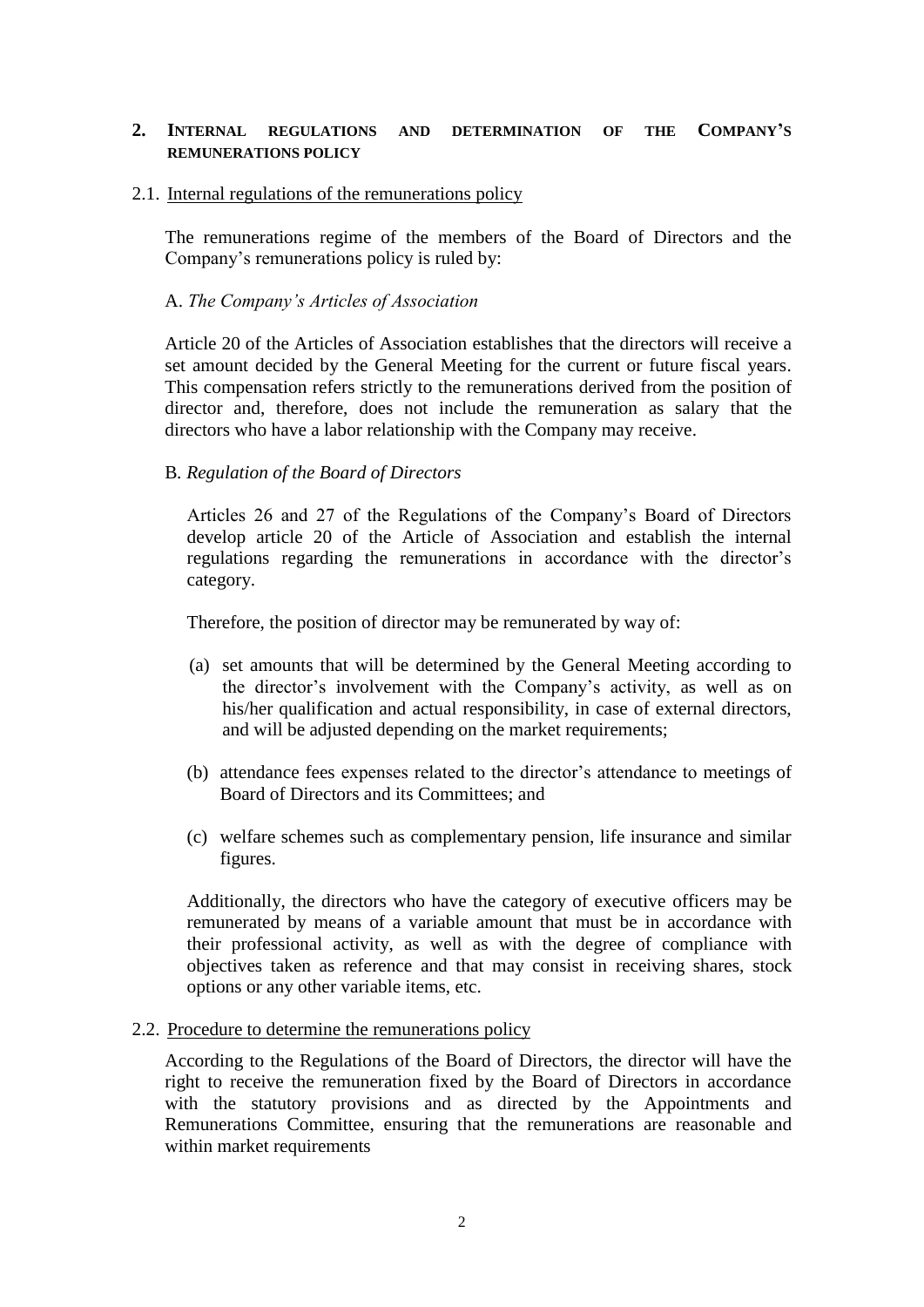## 2. INTERNAL REGULATIONS AND DETERMINATION OF THE COMPANY'S REMUNERATIONS POLICY

### 2.1. Internal regulations of the remunerations policy

The remunerations regime of the members of the Board of Directors and the Company's remunerations policy is ruled by:

A. *The Company's Articles of Association*

Article 20 of the Articles of Association establishes that the directors will receive a set amount decided by the General Meeting for the current or future fiscal years. This compensation refers strictly to the remunerations derived from the position of director and, therefore, does not include the remuneration as salary that the directors who have a labor relationship with the Company may receive.

B. *Regulation of the Board of Directors*

Articles 26 and 27 of the Regulations of the Company's Board of Directors develop article 20 of the Article of Association and establish the internal regulations regarding the remunerations in accordance with the director's category.

Therefore, the position of director may be remunerated by way of:

(a) set amounts that will be determined by the General Meeting according to the director's involvement with the Company's activity, as well as on his/her qualification and actual responsibility, in case of external directors, and will be adjusted depending on the market requirements;

(b) attendance fees expenses related to the director's attendance to meetings of Board of Directors and its Committees; and

(c) welfare schemes such as complementary pension, life insurance and similar figures.

Additionally, the directors who have the category of executive officers may be remunerated by means of a variable amount that must be in accordance with their professional activity, as well as with the degree of compliance with objectives taken as reference and that may consist in receiving shares, stock options or any other variable items, etc.

### 2.2. Procedure to determine the remunerations policy

According to the Regulations of the Board of Directors, the director will have the right to receive the remuneration fixed by the Board of Directors in accordance with the statutory provisions and as directed by the Appointments and Remunerations Committee, ensuring that the remunerations are reasonable and within market requirements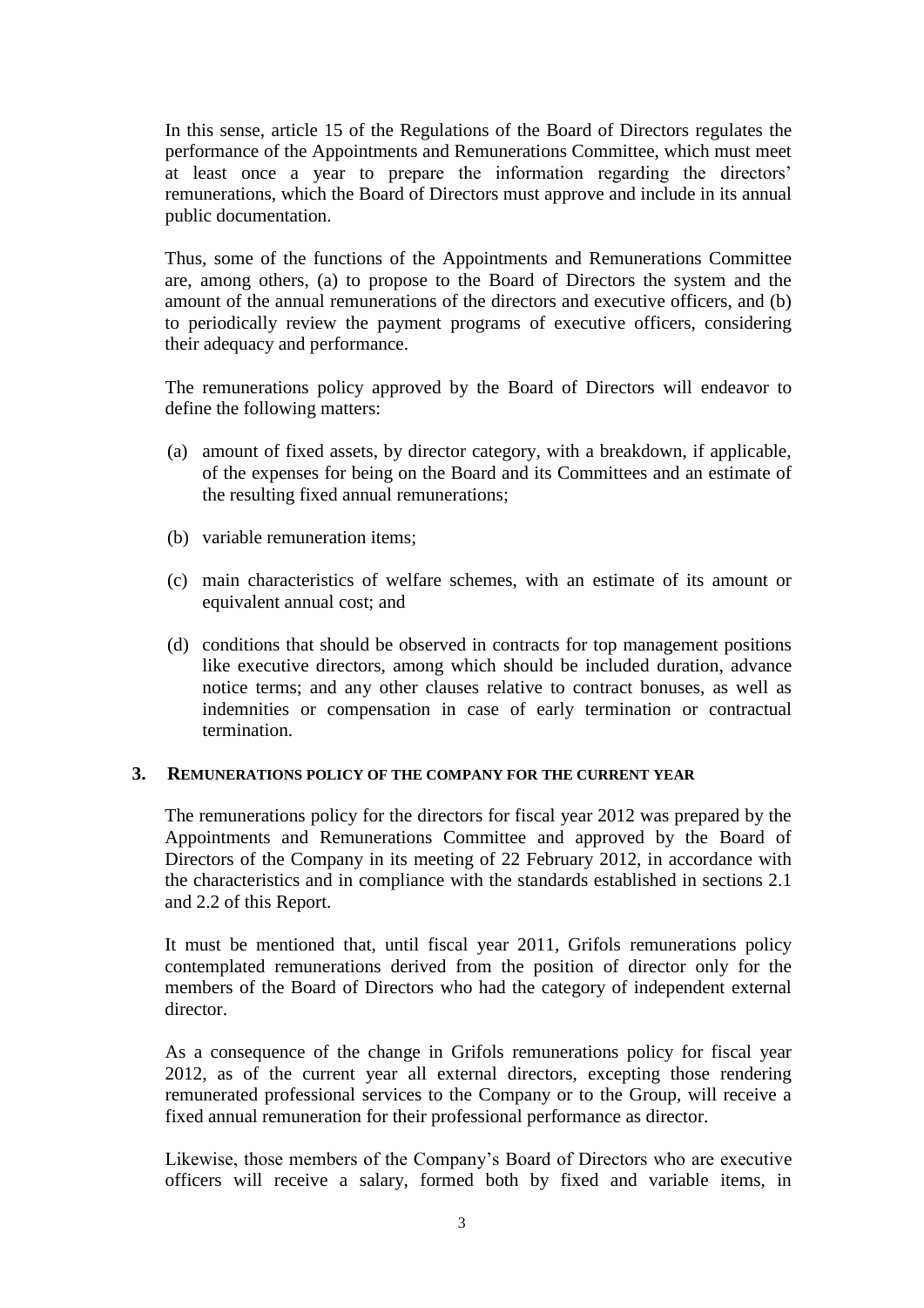In this sense, article 15 of the Regulations of the Board of Directors regulates the performance of the Appointments and Remunerations Committee, which must meet at least once a year to prepare the information regarding the directors' remunerations, which the Board of Directors must approve and include in its annual public documentation.

Thus, some of the functions of the Appointments and Remunerations Committee are, among others, (a) to propose to the Board of Directors the system and the amount of the annual remunerations of the directors and executive officers, and (b) to periodically review the payment programs of executive officers, considering their adequacy and performance.

The remunerations policy approved by the Board of Directors will endeavor to define the following matters:

(a) amount of fixed assets, by director category, with a breakdown, if applicable, of the expenses for being on the Board and its Committees and an estimate of the resulting fixed annual remunerations;

(b) variable remuneration items;

(c) main characteristics of welfare schemes, with an estimate of its amount or equivalent annual cost; and

(d) conditions that should be observed in contracts for top management positions like executive directors, among which should be included duration, advance notice terms; and any other clauses relative to contract bonuses, as well as indemnities or compensation in case of early termination or contractual termination.

## 3. REMUNERATIONS POLICY OF THE COMPANY FOR THE CURRENT YEAR

The remunerations policy for the directors for fiscal year 2012 was prepared by the Appointments and Remunerations Committee and approved by the Board of Directors of the Company in its meeting of 22 February 2012, in accordance with the characteristics and in compliance with the standards established in sections 2.1 and 2.2 of this Report.

It must be mentioned that, until fiscal year 2011, Grifols remunerations policy contemplated remunerations derived from the position of director only for the members of the Board of Directors who had the category of independent external director.

As a consequence of the change in Grifols remunerations policy for fiscal year 2012, as of the current year all external directors, excepting those rendering remunerated professional services to the Company or to the Group, will receive a fixed annual remuneration for their professional performance as director.

Likewise, those members of the Company's Board of Directors who are executive officers will receive a salary, formed both by fixed and variable items, in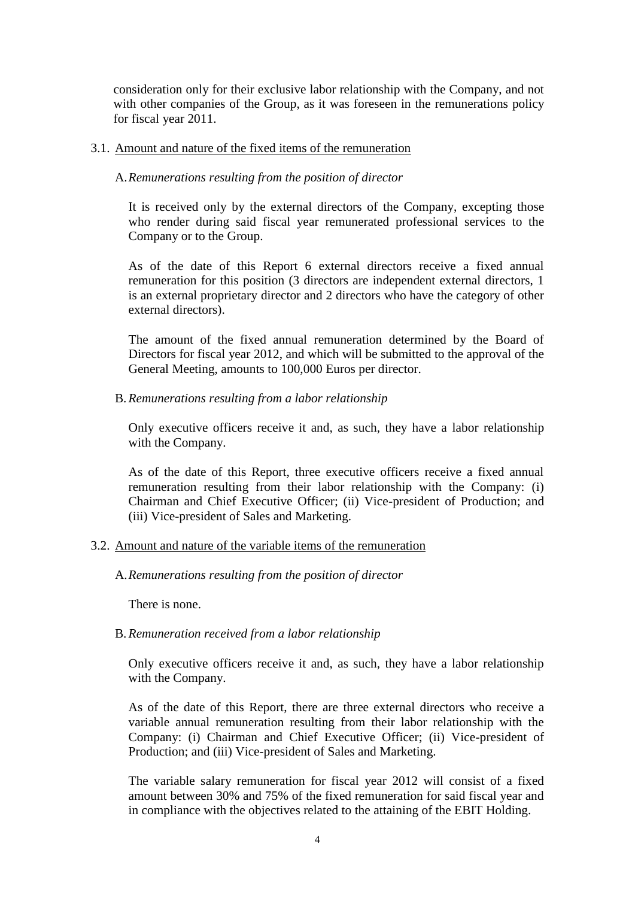consideration only for their exclusive labor relationship with the Company, and not with other companies of the Group, as it was foreseen in the remunerations policy for fiscal year 2011.

3.1. Amount and nature of the fixed items of the remuneration

A. *Remunerations resulting from the position of director*

It is received only by the external directors of the Company, excepting those who render during said fiscal year remunerated professional services to the Company or to the Group.

As of the date of this Report 6 external directors receive a fixed annual remuneration for this position (3 directors are independent external directors, 1 is an external proprietary director and 2 directors who have the category of other external directors).

The amount of the fixed annual remuneration determined by the Board of Directors for fiscal year 2012, and which will be submitted to the approval of the General Meeting, amounts to 100,000 Euros per director.

B. *Remunerations resulting from a labor relationship*

Only executive officers receive it and, as such, they have a labor relationship with the Company.

As of the date of this Report, three executive officers receive a fixed annual remuneration resulting from their labor relationship with the Company: (i) Chairman and Chief Executive Officer; (ii) Vice-president of Production; and (iii) Vice-president of Sales and Marketing.

3.2. Amount and nature of the variable items of the remuneration

A. *Remunerations resulting from the position of director*

There is none.

B. *Remuneration received from a labor relationship*

Only executive officers receive it and, as such, they have a labor relationship with the Company.

As of the date of this Report, there are three external directors who receive a variable annual remuneration resulting from their labor relationship with the Company: (i) Chairman and Chief Executive Officer; (ii) Vice-president of Production; and (iii) Vice-president of Sales and Marketing.

The variable salary remuneration for fiscal year 2012 will consist of a fixed amount between 30% and 75% of the fixed remuneration for said fiscal year and in compliance with the objectives related to the attaining of the EBIT Holding.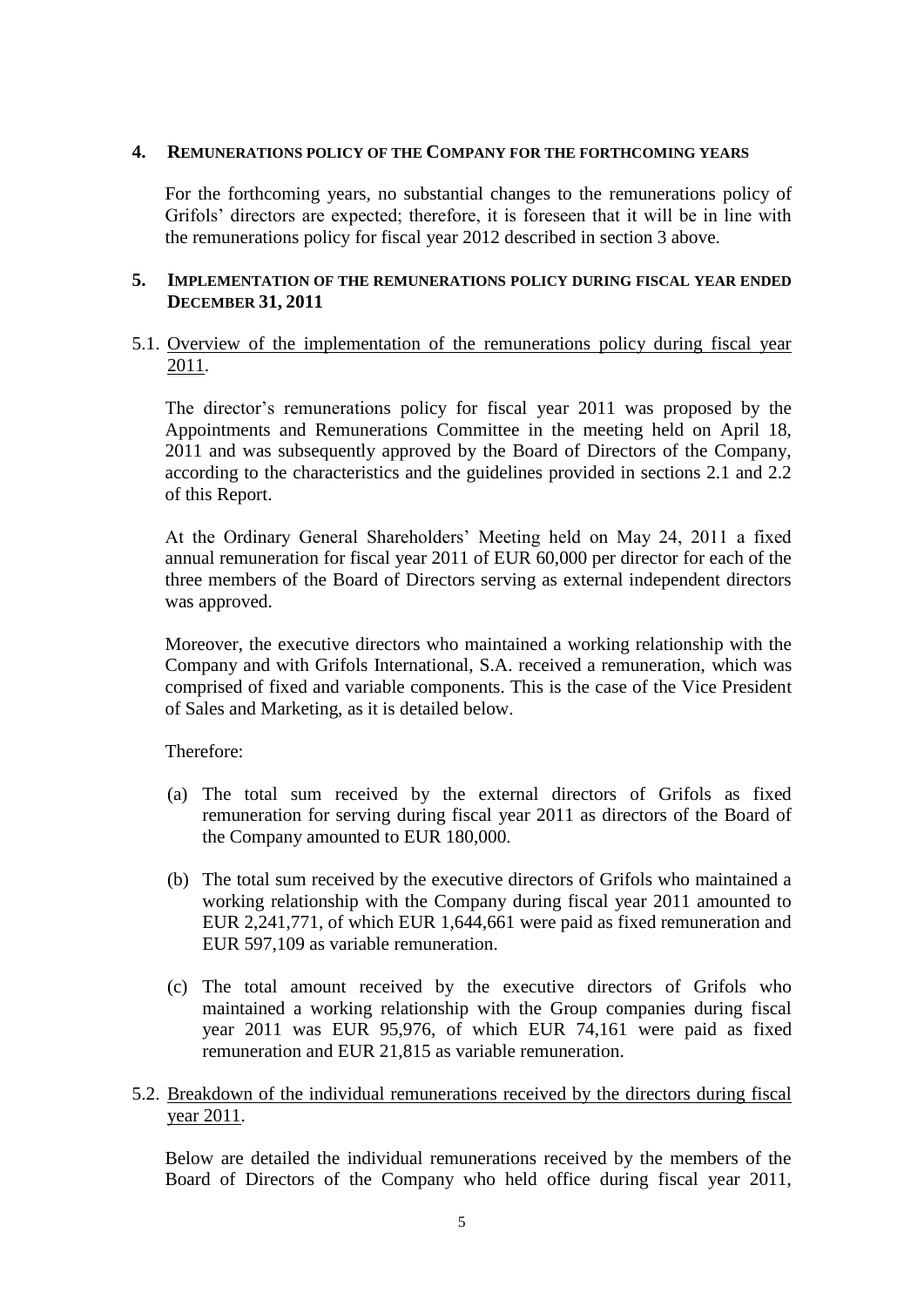## 4. REMUNERATIONS POLICY OF THE COMPANY FOR THE FORTHCOMING YEARS

For the forthcoming years, no substantial changes to the remunerations policy of Grifols' directors are expected; therefore, it is foreseen that it will be in line with the remunerations policy for fiscal year 2012 described in section 3 above.

## 5. IMPLEMENTATION OF THE REMUNERATIONS POLICY DURING FISCAL YEAR ENDED DECEMBER 31, 2011

5.1. Overview of the implementation of the remunerations policy during fiscal year 2011.

The director's remunerations policy for fiscal year 2011 was proposed by the Appointments and Remunerations Committee in the meeting held on April 18, 2011 and was subsequently approved by the Board of Directors of the Company, according to the characteristics and the guidelines provided in sections 2.1 and 2.2 of this Report.

At the Ordinary General Shareholders' Meeting held on May 24, 2011 a fixed annual remuneration for fiscal year 2011 of EUR 60,000 per director for each of the three members of the Board of Directors serving as external independent directors was approved.

Moreover, the executive directors who maintained a working relationship with the Company and with Grifols International, S.A. received a remuneration, which was comprised of fixed and variable components. This is the case of the Vice President of Sales and Marketing, as it is detailed below.

Therefore:

(a) The total sum received by the external directors of Grifols as fixed remuneration for serving during fiscal year 2011 as directors of the Board of the Company amounted to EUR 180,000.

(b) The total sum received by the executive directors of Grifols who maintained a working relationship with the Company during fiscal year 2011 amounted to EUR 2,241,771, of which EUR 1,644,661 were paid as fixed remuneration and EUR 597,109 as variable remuneration.

(c) The total amount received by the executive directors of Grifols who maintained a working relationship with the Group companies during fiscal year 2011 was EUR 95,976, of which EUR 74,161 were paid as fixed remuneration and EUR 21,815 as variable remuneration.

5.2. Breakdown of the individual remunerations received by the directors during fiscal year 2011.

Below are detailed the individual remunerations received by the members of the Board of Directors of the Company who held office during fiscal year 2011,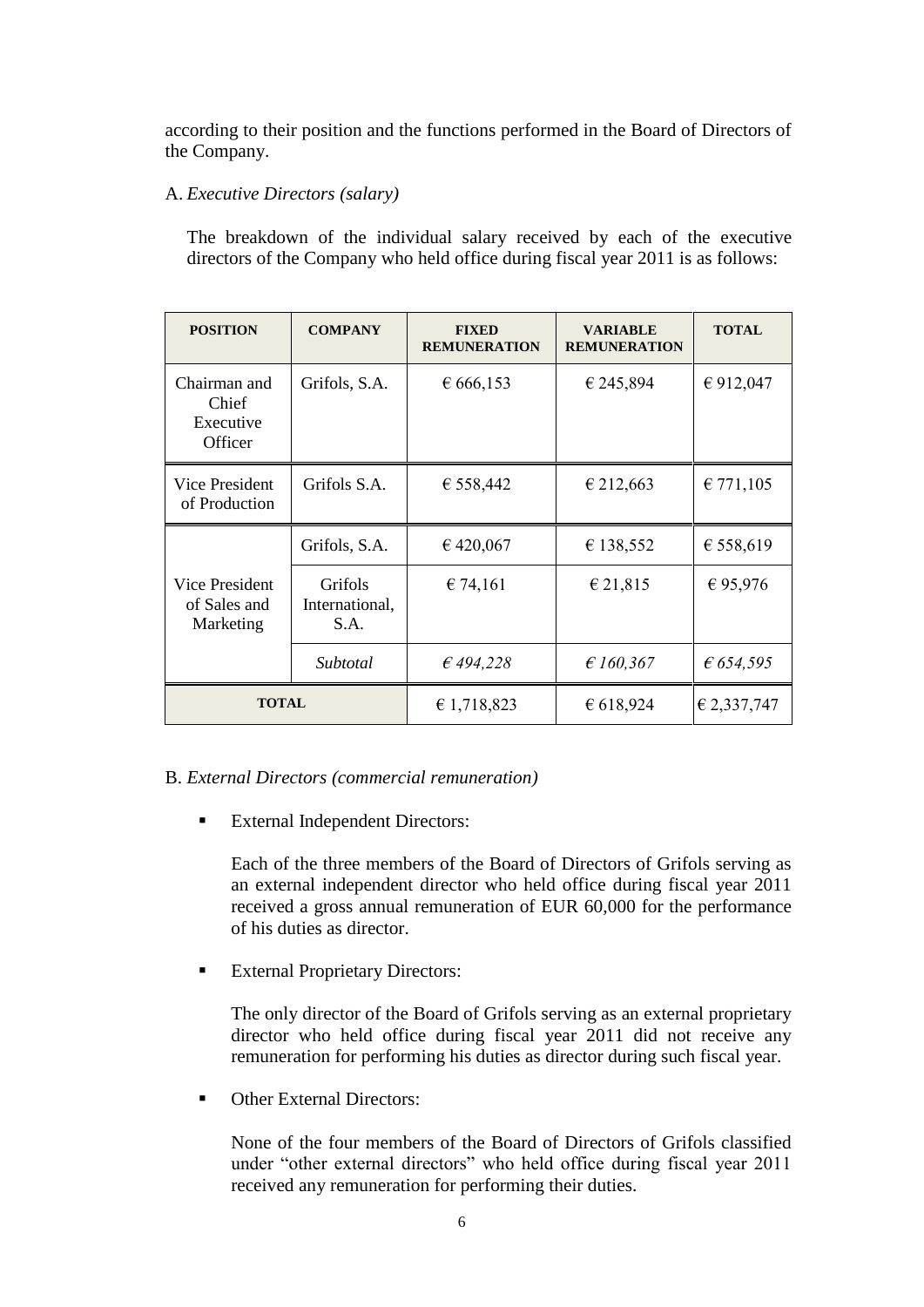according to their position and the functions performed in the Board of Directors of the Company.

A. *Executive Directors (salary)*

The breakdown of the individual salary received by each of the executive directors of the Company who held office during fiscal year 2011 is as follows:

| POSITION | COMPANY | FIXED REMUNERATION | VARIABLE REMUNERATION | TOTAL |
|---|---|---|---|---|
| Chairman and Chief Executive Officer | Grifols, S.A. | € 666,153 | € 245,894 | € 912,047 |
| Vice President of Production | Grifols S.A. | € 558,442 | € 212,663 | € 771,105 |
| Vice President of Sales and Marketing | Grifols, S.A. | € 420,067 | € 138,552 | € 558,619 |
| | Grifols International, S.A. | € 74,161 | € 21,815 | € 95,976 |
| | *Subtotal* | *€ 494,228* | *€ 160,367* | *€ 654,595* |
| **TOTAL** | | € 1,718,823 | € 618,924 | € 2,337,747 |

B. *External Directors (commercial remuneration)*

- External Independent Directors:

  Each of the three members of the Board of Directors of Grifols serving as an external independent director who held office during fiscal year 2011 received a gross annual remuneration of EUR 60,000 for the performance of his duties as director.

- External Proprietary Directors:

  The only director of the Board of Grifols serving as an external proprietary director who held office during fiscal year 2011 did not receive any remuneration for performing his duties as director during such fiscal year.

- Other External Directors:

  None of the four members of the Board of Directors of Grifols classified under "other external directors" who held office during fiscal year 2011 received any remuneration for performing their duties.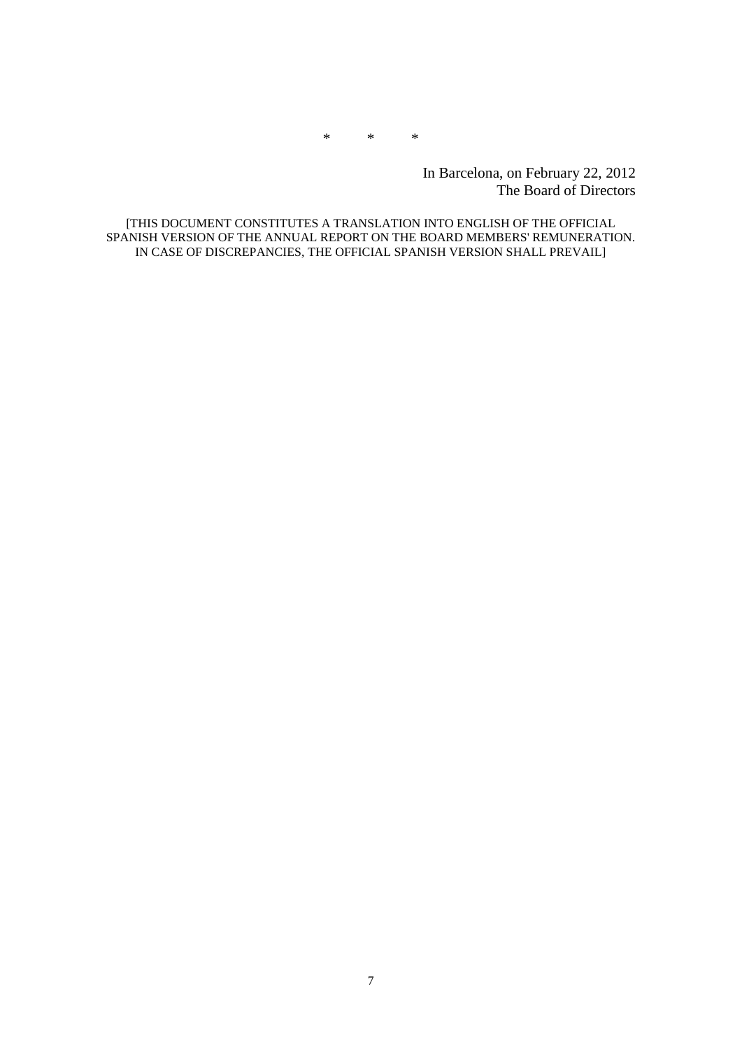\*          \*          \*

In Barcelona, on February 22, 2012
The Board of Directors

[THIS DOCUMENT CONSTITUTES A TRANSLATION INTO ENGLISH OF THE OFFICIAL SPANISH VERSION OF THE ANNUAL REPORT ON THE BOARD MEMBERS' REMUNERATION. IN CASE OF DISCREPANCIES, THE OFFICIAL SPANISH VERSION SHALL PREVAIL]